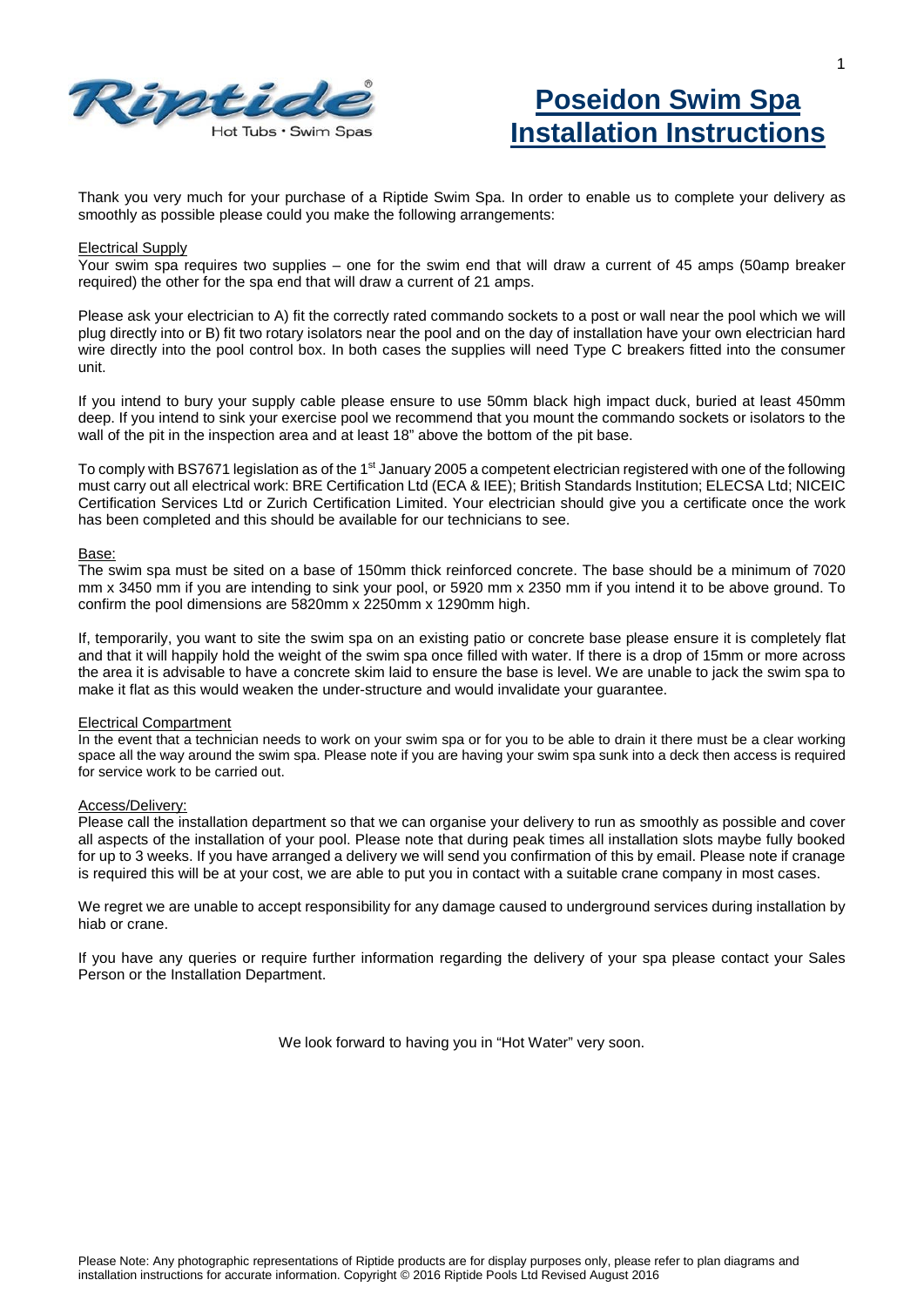# Poseidon Swim Spa Installation Instructions

Thank you very much for your purchase of a Riptide Swim Spa. In order to enable us to complete your delivery as smoothly as possible please could you make the following arrangements:

## Electrical Supply

Your swim spa requires two supplies – one for the swim end that will draw a current of 45 amps (50amp breaker required) the other for the spa end that will draw a current of 21 amps.

Please ask your electrician to A) fit the correctly rated commando sockets to a post or wall near the pool which we will plug directly into or B) fit two rotary isolators near the pool and on the day of installation have your own electrician hard wire directly into the pool control box. In both cases the supplies will need Type C breakers fitted into the consumer unit.

If you intend to bury your supply cable please ensure to use 50mm black high impact duck, buried at least 450mm deep. If you intend to sink your exercise pool we recommend that you mount the commando sockets or isolators to the wall of the pit in the inspection area and at least 18" above the bottom of the pit base.

To comply with BS7671 legislation as of the 1st January 2005 a competent electrician registered with one of the following must carry out all electrical work: BRE Certification Ltd (ECA & IEE); British Standards Institution; ELECSA Ltd; NICEIC Certification Services Ltd or Zurich Certification Limited. Your electrician should give you a certificate once the work has been completed and this should be available for our technicians to see.

## Base:

The swim spa must be sited on a base of 150mm thick reinforced concrete. The base should be a minimum of 7020 mm x 3450 mm if you are intending to sink your pool, or 5920 mm x 2350 mm if you intend it to be above ground. To confirm the pool dimensions are 5820mm x 2250mm x 1290mm high.

If, temporarily, you want to site the swim spa on an existing patio or concrete base please ensure it is completely flat and that it will happily hold the weight of the swim spa once filled with water. If there is a drop of 15mm or more across the area it is advisable to have a concrete skim laid to ensure the base is level. We are unable to jack the swim spa to make it flat as this would weaken the under-structure and would invalidate your guarantee.

## Electrical Compartment

In the event that a technician needs to work on your swim spa or for you to be able to drain it there must be a clear working space all the way around the swim spa. Please note if you are having your swim spa sunk into a deck then access is required for service work to be carried out.

## Access/Delivery:

Please call the installation department so that we can organise your delivery to run as smoothly as possible and cover all aspects of the installation of your pool. Please note that during peak times all installation slots maybe fully booked for up to 3 weeks. If you have arranged a delivery we will send you confirmation of this by email. Please note if cranage is required this will be at your cost, we are able to put you in contact with a suitable crane company in most cases.

We regret we are unable to accept responsibility for any damage caused to underground services during installation by hiab or crane.

If you have any queries or require further information regarding the delivery of your spa please contact your Sales Person or the Installation Department.

We look forward to having you in "Hot Water" very soon.

Please Note: Any photographic representations of Riptide products are for display purposes only, please refer to plan diagrams and installation instructions for accurate information. Copyright © 2016 Riptide Pools Ltd Revised August 2016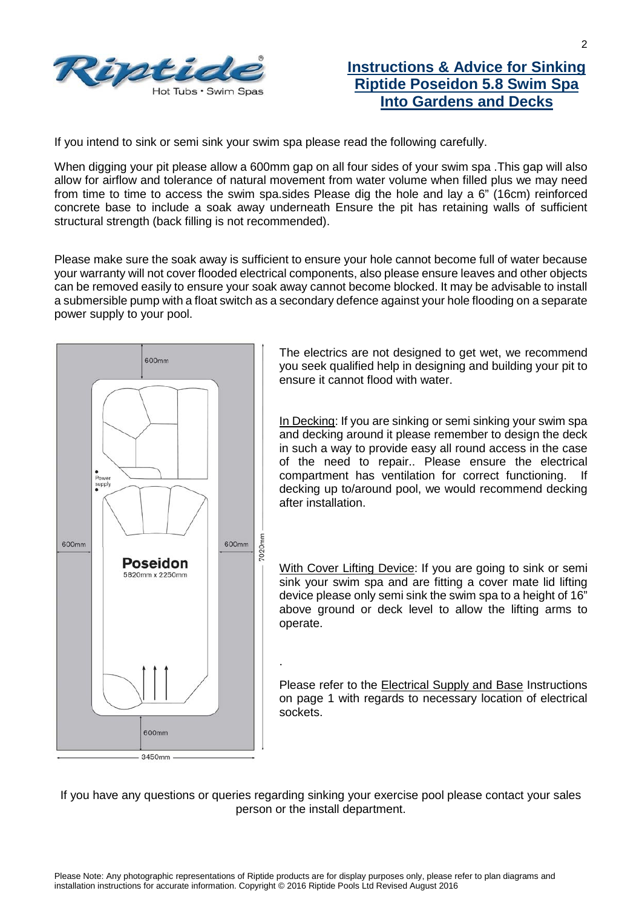# Instructions & Advice for Sinking Riptide Poseidon 5.8 Swim Spa Into Gardens and Decks

If you intend to sink or semi sink your swim spa please read the following carefully.

When digging your pit please allow a 600mm gap on all four sides of your swim spa .This gap will also allow for airflow and tolerance of natural movement from water volume when filled plus we may need from time to time to access the swim spa.sides Please dig the hole and lay a 6" (16cm) reinforced concrete base to include a soak away underneath Ensure the pit has retaining walls of sufficient structural strength (back filling is not recommended).

Please make sure the soak away is sufficient to ensure your hole cannot become full of water because your warranty will not cover flooded electrical components, also please ensure leaves and other objects can be removed easily to ensure your soak away cannot become blocked. It may be advisable to install a submersible pump with a float switch as a secondary defence against your hole flooding on a separate power supply to your pool.

The electrics are not designed to get wet, we recommend you seek qualified help in designing and building your pit to ensure it cannot flood with water.

In Decking: If you are sinking or semi sinking your swim spa and decking around it please remember to design the deck in such a way to provide easy all round access in the case of the need to repair.. Please ensure the electrical compartment has ventilation for correct functioning. If decking up to/around pool, we would recommend decking after installation.

With Cover Lifting Device: If you are going to sink or semi sink your swim spa and are fitting a cover mate lid lifting device please only semi sink the swim spa to a height of 16" above ground or deck level to allow the lifting arms to operate.

Please refer to the Electrical Supply and Base Instructions on page 1 with regards to necessary location of electrical sockets.

If you have any questions or queries regarding sinking your exercise pool please contact your sales person or the install department.

Please Note: Any photographic representations of Riptide products are for display purposes only, please refer to plan diagrams and installation instructions for accurate information. Copyright © 2016 Riptide Pools Ltd Revised August 2016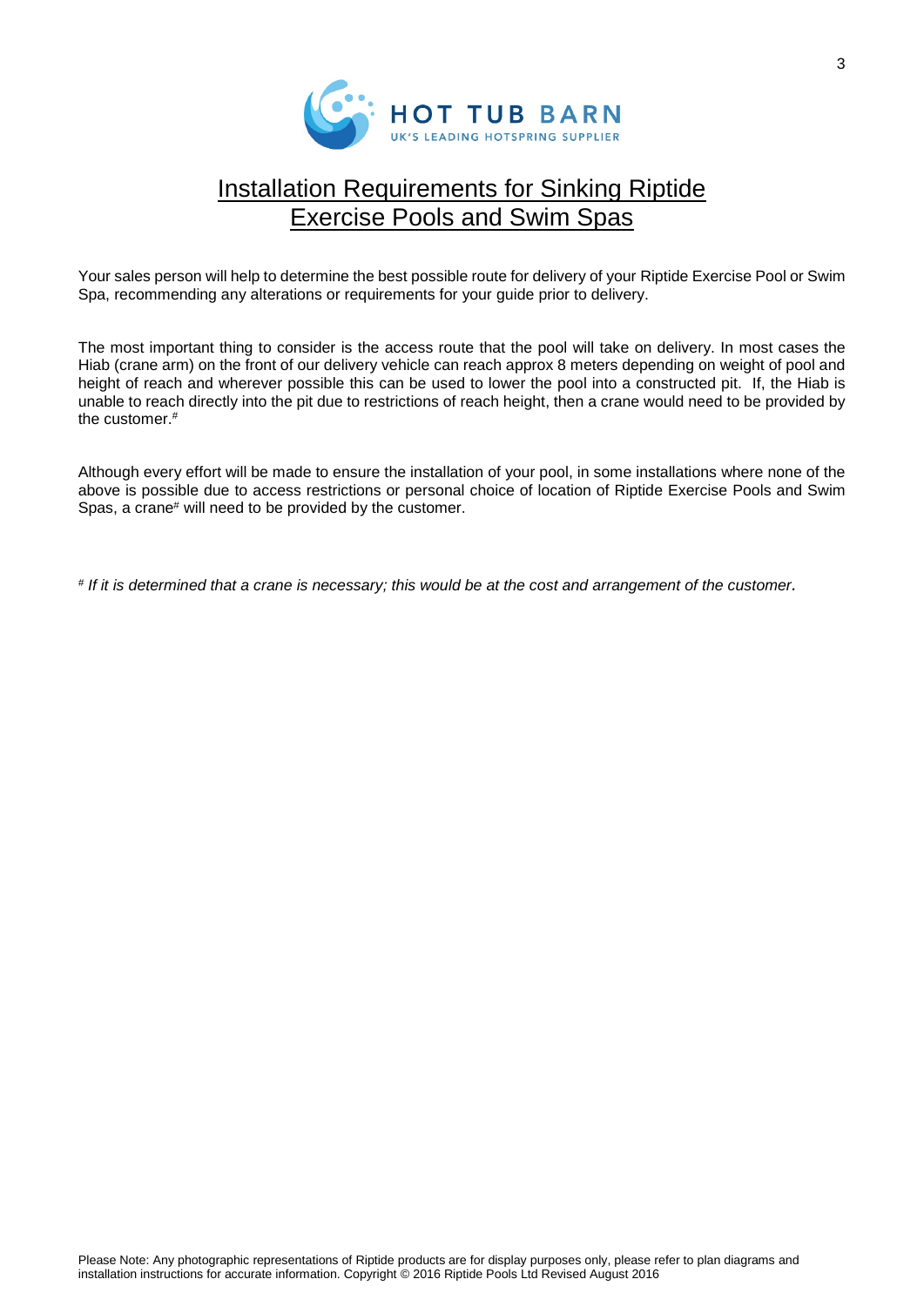HOT TUB BARN
UK'S LEADING HOTSPRING SUPPLIER

# Installation Requirements for Sinking Riptide Exercise Pools and Swim Spas

Your sales person will help to determine the best possible route for delivery of your Riptide Exercise Pool or Swim Spa, recommending any alterations or requirements for your guide prior to delivery.

The most important thing to consider is the access route that the pool will take on delivery. In most cases the Hiab (crane arm) on the front of our delivery vehicle can reach approx 8 meters depending on weight of pool and height of reach and wherever possible this can be used to lower the pool into a constructed pit. If, the Hiab is unable to reach directly into the pit due to restrictions of reach height, then a crane would need to be provided by the customer.[#]

Although every effort will be made to ensure the installation of your pool, in some installations where none of the above is possible due to access restrictions or personal choice of location of Riptide Exercise Pools and Swim Spas, a crane[#] will need to be provided by the customer.

[#] *If it is determined that a crane is necessary; this would be at the cost and arrangement of the customer.*

Please Note: Any photographic representations of Riptide products are for display purposes only, please refer to plan diagrams and installation instructions for accurate information. Copyright © 2016 Riptide Pools Ltd Revised August 2016